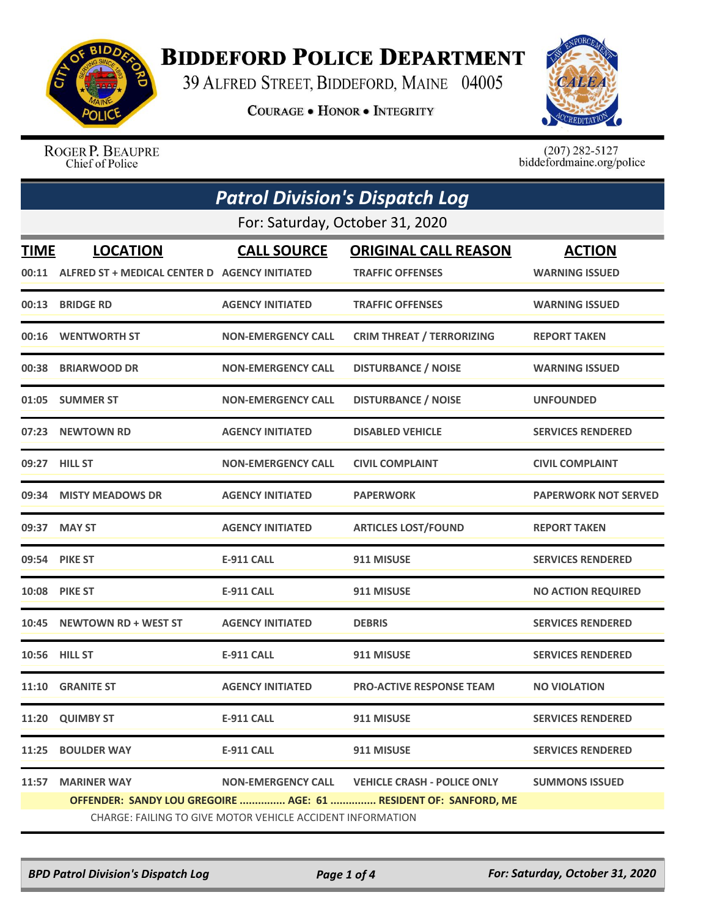# Biddeford Police Department

39 Alfred Street, Biddeford, Maine 04005

**Courage • Honor • Integrity**

Roger P. Beaupre
Chief of Police

(207) 282-5127
biddefordmaine.org/police

## Patrol Division's Dispatch Log

For: Saturday, October 31, 2020

| TIME | LOCATION | CALL SOURCE | ORIGINAL CALL REASON | ACTION |
|---|---|---|---|---|
| 00:11 | ALFRED ST + MEDICAL CENTER D | AGENCY INITIATED | TRAFFIC OFFENSES | WARNING ISSUED |
| 00:13 | BRIDGE RD | AGENCY INITIATED | TRAFFIC OFFENSES | WARNING ISSUED |
| 00:16 | WENTWORTH ST | NON-EMERGENCY CALL | CRIM THREAT / TERRORIZING | REPORT TAKEN |
| 00:38 | BRIARWOOD DR | NON-EMERGENCY CALL | DISTURBANCE / NOISE | WARNING ISSUED |
| 01:05 | SUMMER ST | NON-EMERGENCY CALL | DISTURBANCE / NOISE | UNFOUNDED |
| 07:23 | NEWTOWN RD | AGENCY INITIATED | DISABLED VEHICLE | SERVICES RENDERED |
| 09:27 | HILL ST | NON-EMERGENCY CALL | CIVIL COMPLAINT | CIVIL COMPLAINT |
| 09:34 | MISTY MEADOWS DR | AGENCY INITIATED | PAPERWORK | PAPERWORK NOT SERVED |
| 09:37 | MAY ST | AGENCY INITIATED | ARTICLES LOST/FOUND | REPORT TAKEN |
| 09:54 | PIKE ST | E-911 CALL | 911 MISUSE | SERVICES RENDERED |
| 10:08 | PIKE ST | E-911 CALL | 911 MISUSE | NO ACTION REQUIRED |
| 10:45 | NEWTOWN RD + WEST ST | AGENCY INITIATED | DEBRIS | SERVICES RENDERED |
| 10:56 | HILL ST | E-911 CALL | 911 MISUSE | SERVICES RENDERED |
| 11:10 | GRANITE ST | AGENCY INITIATED | PRO-ACTIVE RESPONSE TEAM | NO VIOLATION |
| 11:20 | QUIMBY ST | E-911 CALL | 911 MISUSE | SERVICES RENDERED |
| 11:25 | BOULDER WAY | E-911 CALL | 911 MISUSE | SERVICES RENDERED |
| 11:57 | MARINER WAY | NON-EMERGENCY CALL | VEHICLE CRASH - POLICE ONLY | SUMMONS ISSUED |

**OFFENDER: SANDY LOU GREGOIRE ............... AGE: 61 ............... RESIDENT OF: SANFORD, ME**

CHARGE: FAILING TO GIVE MOTOR VEHICLE ACCIDENT INFORMATION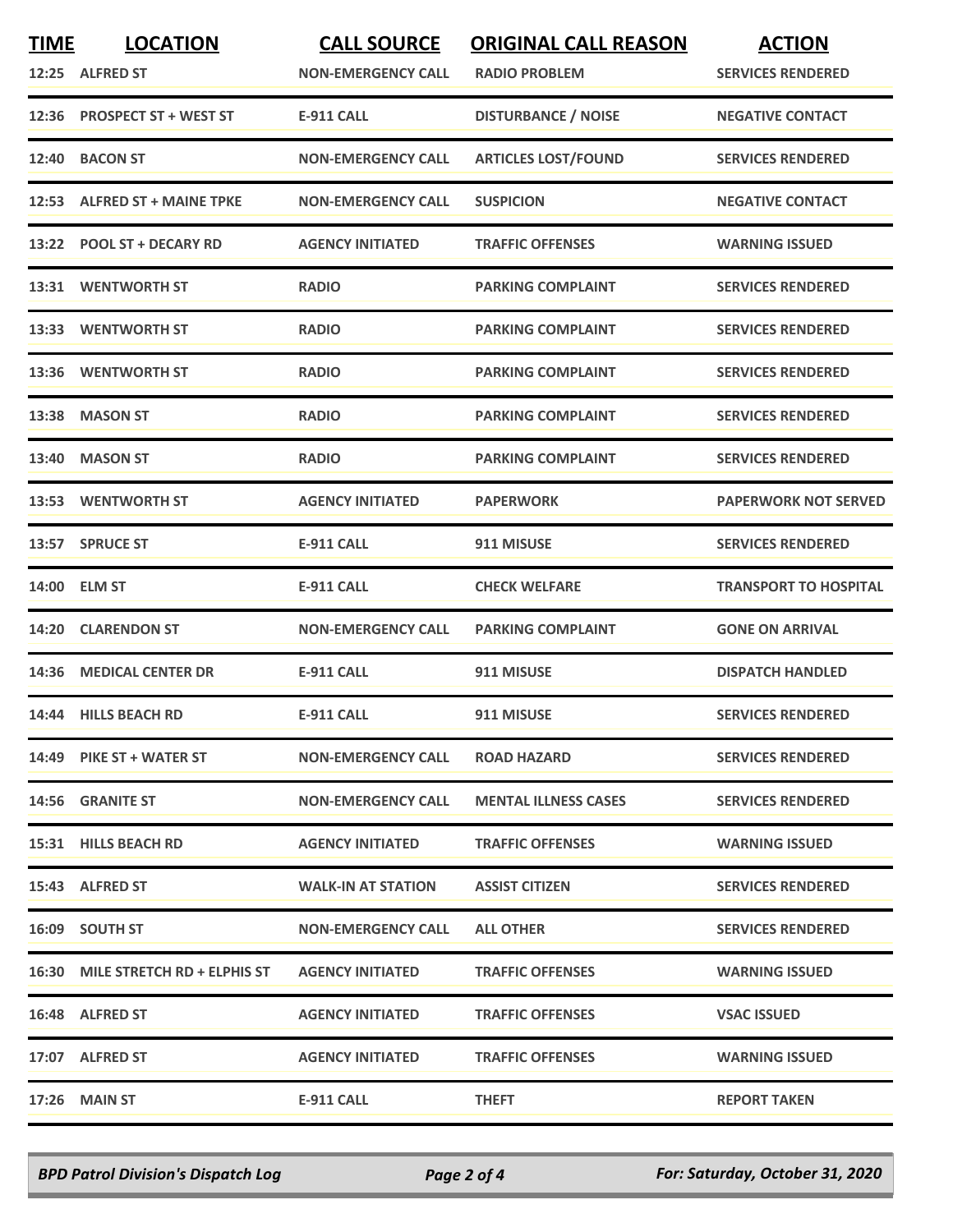| TIME | LOCATION | CALL SOURCE | ORIGINAL CALL REASON | ACTION |
|---|---|---|---|---|
| 12:25 | ALFRED ST | NON-EMERGENCY CALL | RADIO PROBLEM | SERVICES RENDERED |
| 12:36 | PROSPECT ST + WEST ST | E-911 CALL | DISTURBANCE / NOISE | NEGATIVE CONTACT |
| 12:40 | BACON ST | NON-EMERGENCY CALL | ARTICLES LOST/FOUND | SERVICES RENDERED |
| 12:53 | ALFRED ST + MAINE TPKE | NON-EMERGENCY CALL | SUSPICION | NEGATIVE CONTACT |
| 13:22 | POOL ST + DECARY RD | AGENCY INITIATED | TRAFFIC OFFENSES | WARNING ISSUED |
| 13:31 | WENTWORTH ST | RADIO | PARKING COMPLAINT | SERVICES RENDERED |
| 13:33 | WENTWORTH ST | RADIO | PARKING COMPLAINT | SERVICES RENDERED |
| 13:36 | WENTWORTH ST | RADIO | PARKING COMPLAINT | SERVICES RENDERED |
| 13:38 | MASON ST | RADIO | PARKING COMPLAINT | SERVICES RENDERED |
| 13:40 | MASON ST | RADIO | PARKING COMPLAINT | SERVICES RENDERED |
| 13:53 | WENTWORTH ST | AGENCY INITIATED | PAPERWORK | PAPERWORK NOT SERVED |
| 13:57 | SPRUCE ST | E-911 CALL | 911 MISUSE | SERVICES RENDERED |
| 14:00 | ELM ST | E-911 CALL | CHECK WELFARE | TRANSPORT TO HOSPITAL |
| 14:20 | CLARENDON ST | NON-EMERGENCY CALL | PARKING COMPLAINT | GONE ON ARRIVAL |
| 14:36 | MEDICAL CENTER DR | E-911 CALL | 911 MISUSE | DISPATCH HANDLED |
| 14:44 | HILLS BEACH RD | E-911 CALL | 911 MISUSE | SERVICES RENDERED |
| 14:49 | PIKE ST + WATER ST | NON-EMERGENCY CALL | ROAD HAZARD | SERVICES RENDERED |
| 14:56 | GRANITE ST | NON-EMERGENCY CALL | MENTAL ILLNESS CASES | SERVICES RENDERED |
| 15:31 | HILLS BEACH RD | AGENCY INITIATED | TRAFFIC OFFENSES | WARNING ISSUED |
| 15:43 | ALFRED ST | WALK-IN AT STATION | ASSIST CITIZEN | SERVICES RENDERED |
| 16:09 | SOUTH ST | NON-EMERGENCY CALL | ALL OTHER | SERVICES RENDERED |
| 16:30 | MILE STRETCH RD + ELPHIS ST | AGENCY INITIATED | TRAFFIC OFFENSES | WARNING ISSUED |
| 16:48 | ALFRED ST | AGENCY INITIATED | TRAFFIC OFFENSES | VSAC ISSUED |
| 17:07 | ALFRED ST | AGENCY INITIATED | TRAFFIC OFFENSES | WARNING ISSUED |
| 17:26 | MAIN ST | E-911 CALL | THEFT | REPORT TAKEN |

*BPD Patrol Division's Dispatch Log* — *For: Saturday, October 31, 2020*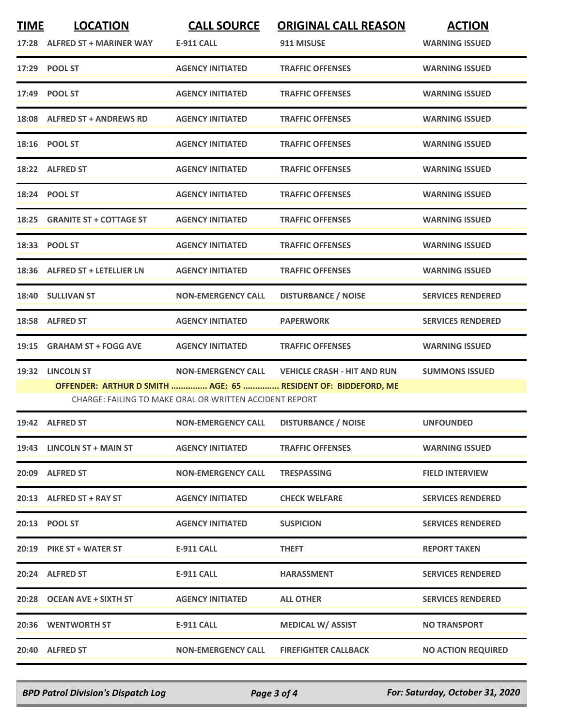| TIME | LOCATION | CALL SOURCE | ORIGINAL CALL REASON | ACTION |
|---|---|---|---|---|
| 17:28 | ALFRED ST + MARINER WAY | E-911 CALL | 911 MISUSE | WARNING ISSUED |
| 17:29 | POOL ST | AGENCY INITIATED | TRAFFIC OFFENSES | WARNING ISSUED |
| 17:49 | POOL ST | AGENCY INITIATED | TRAFFIC OFFENSES | WARNING ISSUED |
| 18:08 | ALFRED ST + ANDREWS RD | AGENCY INITIATED | TRAFFIC OFFENSES | WARNING ISSUED |
| 18:16 | POOL ST | AGENCY INITIATED | TRAFFIC OFFENSES | WARNING ISSUED |
| 18:22 | ALFRED ST | AGENCY INITIATED | TRAFFIC OFFENSES | WARNING ISSUED |
| 18:24 | POOL ST | AGENCY INITIATED | TRAFFIC OFFENSES | WARNING ISSUED |
| 18:25 | GRANITE ST + COTTAGE ST | AGENCY INITIATED | TRAFFIC OFFENSES | WARNING ISSUED |
| 18:33 | POOL ST | AGENCY INITIATED | TRAFFIC OFFENSES | WARNING ISSUED |
| 18:36 | ALFRED ST + LETELLIER LN | AGENCY INITIATED | TRAFFIC OFFENSES | WARNING ISSUED |
| 18:40 | SULLIVAN ST | NON-EMERGENCY CALL | DISTURBANCE / NOISE | SERVICES RENDERED |
| 18:58 | ALFRED ST | AGENCY INITIATED | PAPERWORK | SERVICES RENDERED |
| 19:15 | GRAHAM ST + FOGG AVE | AGENCY INITIATED | TRAFFIC OFFENSES | WARNING ISSUED |
| 19:32 | LINCOLN ST | NON-EMERGENCY CALL | VEHICLE CRASH - HIT AND RUN | SUMMONS ISSUED |
| | OFFENDER: ARTHUR D SMITH ............... AGE: 65 ............... RESIDENT OF: BIDDEFORD, ME | | | |
| | CHARGE: FAILING TO MAKE ORAL OR WRITTEN ACCIDENT REPORT | | | |
| 19:42 | ALFRED ST | NON-EMERGENCY CALL | DISTURBANCE / NOISE | UNFOUNDED |
| 19:43 | LINCOLN ST + MAIN ST | AGENCY INITIATED | TRAFFIC OFFENSES | WARNING ISSUED |
| 20:09 | ALFRED ST | NON-EMERGENCY CALL | TRESPASSING | FIELD INTERVIEW |
| 20:13 | ALFRED ST + RAY ST | AGENCY INITIATED | CHECK WELFARE | SERVICES RENDERED |
| 20:13 | POOL ST | AGENCY INITIATED | SUSPICION | SERVICES RENDERED |
| 20:19 | PIKE ST + WATER ST | E-911 CALL | THEFT | REPORT TAKEN |
| 20:24 | ALFRED ST | E-911 CALL | HARASSMENT | SERVICES RENDERED |
| 20:28 | OCEAN AVE + SIXTH ST | AGENCY INITIATED | ALL OTHER | SERVICES RENDERED |
| 20:36 | WENTWORTH ST | E-911 CALL | MEDICAL W/ ASSIST | NO TRANSPORT |
| 20:40 | ALFRED ST | NON-EMERGENCY CALL | FIREFIGHTER CALLBACK | NO ACTION REQUIRED |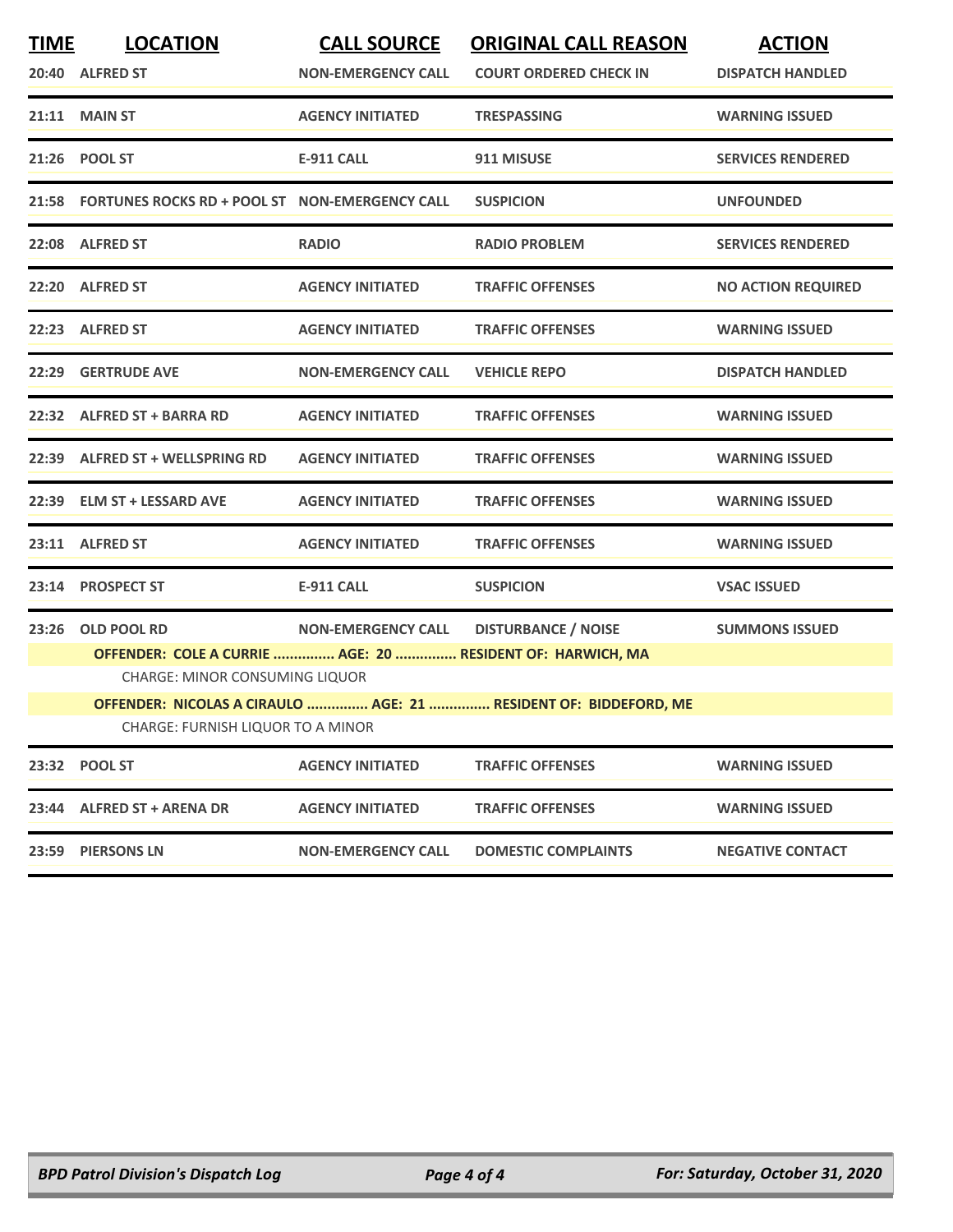| TIME | LOCATION | CALL SOURCE | ORIGINAL CALL REASON | ACTION |
|---|---|---|---|---|
| 20:40 | ALFRED ST | NON-EMERGENCY CALL | COURT ORDERED CHECK IN | DISPATCH HANDLED |
| 21:11 | MAIN ST | AGENCY INITIATED | TRESPASSING | WARNING ISSUED |
| 21:26 | POOL ST | E-911 CALL | 911 MISUSE | SERVICES RENDERED |
| 21:58 | FORTUNES ROCKS RD + POOL ST | NON-EMERGENCY CALL | SUSPICION | UNFOUNDED |
| 22:08 | ALFRED ST | RADIO | RADIO PROBLEM | SERVICES RENDERED |
| 22:20 | ALFRED ST | AGENCY INITIATED | TRAFFIC OFFENSES | NO ACTION REQUIRED |
| 22:23 | ALFRED ST | AGENCY INITIATED | TRAFFIC OFFENSES | WARNING ISSUED |
| 22:29 | GERTRUDE AVE | NON-EMERGENCY CALL | VEHICLE REPO | DISPATCH HANDLED |
| 22:32 | ALFRED ST + BARRA RD | AGENCY INITIATED | TRAFFIC OFFENSES | WARNING ISSUED |
| 22:39 | ALFRED ST + WELLSPRING RD | AGENCY INITIATED | TRAFFIC OFFENSES | WARNING ISSUED |
| 22:39 | ELM ST + LESSARD AVE | AGENCY INITIATED | TRAFFIC OFFENSES | WARNING ISSUED |
| 23:11 | ALFRED ST | AGENCY INITIATED | TRAFFIC OFFENSES | WARNING ISSUED |
| 23:14 | PROSPECT ST | E-911 CALL | SUSPICION | VSAC ISSUED |
| 23:26 | OLD POOL RD | NON-EMERGENCY CALL | DISTURBANCE / NOISE | SUMMONS ISSUED |

**OFFENDER: COLE A CURRIE ............... AGE: 20 ............... RESIDENT OF: HARWICH, MA**

CHARGE: MINOR CONSUMING LIQUOR

**OFFENDER: NICOLAS A CIRAULO ............... AGE: 21 ............... RESIDENT OF: BIDDEFORD, ME**

CHARGE: FURNISH LIQUOR TO A MINOR

| TIME | LOCATION | CALL SOURCE | ORIGINAL CALL REASON | ACTION |
|---|---|---|---|---|
| 23:32 | POOL ST | AGENCY INITIATED | TRAFFIC OFFENSES | WARNING ISSUED |
| 23:44 | ALFRED ST + ARENA DR | AGENCY INITIATED | TRAFFIC OFFENSES | WARNING ISSUED |
| 23:59 | PIERSONS LN | NON-EMERGENCY CALL | DOMESTIC COMPLAINTS | NEGATIVE CONTACT |